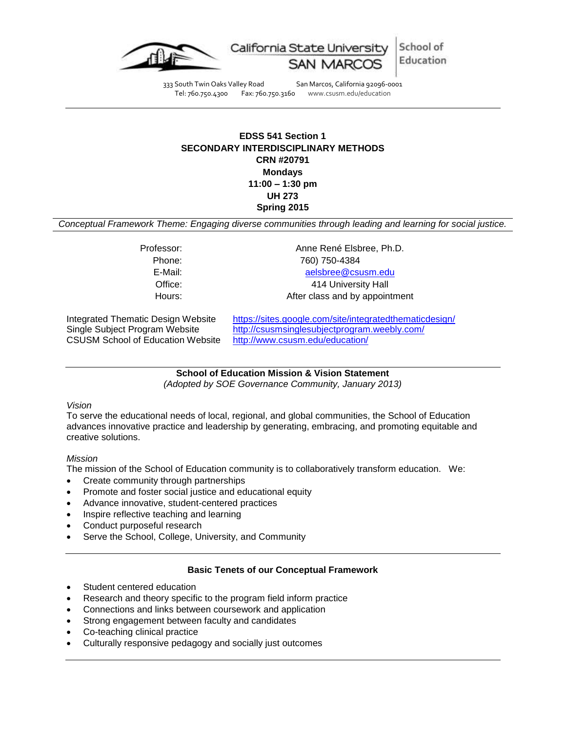California State University SAN MARCOS | School of Education

333 South Twin Oaks Valley Road San Marcos, California 92096-0001
Tel: 760.750.4300 Fax: 760.750.3160 www.csusm.edu/education

---

**EDSS 541 Section 1**
**SECONDARY INTERDISCIPLINARY METHODS**
**CRN #20791**
**Mondays**
**11:00 – 1:30 pm**
**UH 273**
**Spring 2015**

*Conceptual Framework Theme: Engaging diverse communities through leading and learning for social justice.*

| | |
|---|---|
| Professor: | Anne René Elsbree, Ph.D. |
| Phone: | 760) 750-4384 |
| E-Mail: | aelsbree@csusm.edu |
| Office: | 414 University Hall |
| Hours: | After class and by appointment |

| | |
|---|---|
| Integrated Thematic Design Website | https://sites.google.com/site/integratedthematicdesign/ |
| Single Subject Program Website | http://csusmsinglesubjectprogram.weebly.com/ |
| CSUSM School of Education Website | http://www.csusm.edu/education/ |

---

**School of Education Mission & Vision Statement**
*(Adopted by SOE Governance Community, January 2013)*

*Vision*

To serve the educational needs of local, regional, and global communities, the School of Education advances innovative practice and leadership by generating, embracing, and promoting equitable and creative solutions.

*Mission*

The mission of the School of Education community is to collaboratively transform education. We:

- Create community through partnerships
- Promote and foster social justice and educational equity
- Advance innovative, student-centered practices
- Inspire reflective teaching and learning
- Conduct purposeful research
- Serve the School, College, University, and Community

---

**Basic Tenets of our Conceptual Framework**

- Student centered education
- Research and theory specific to the program field inform practice
- Connections and links between coursework and application
- Strong engagement between faculty and candidates
- Co-teaching clinical practice
- Culturally responsive pedagogy and socially just outcomes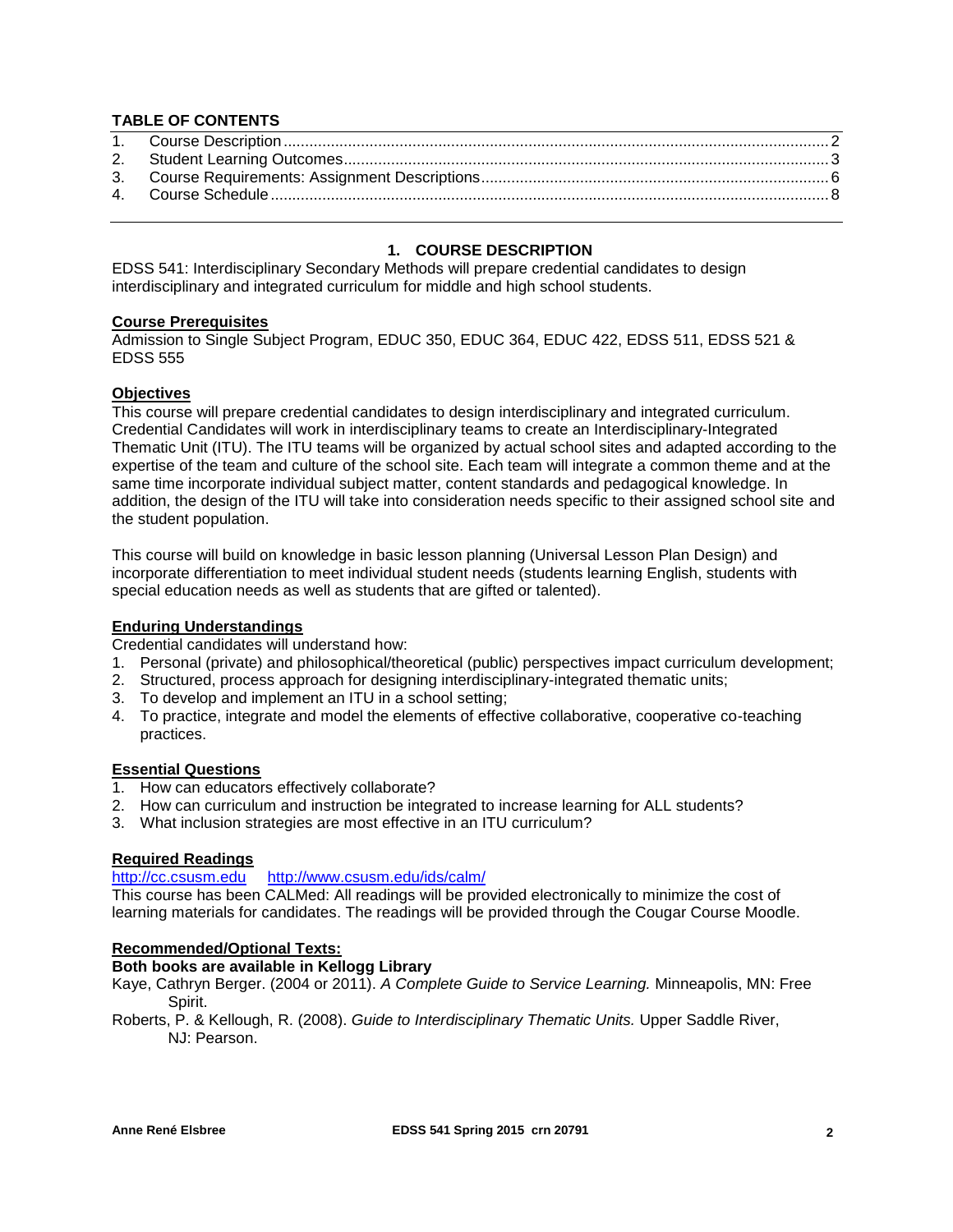**TABLE OF CONTENTS**

1. Course Description ... 2
2. Student Learning Outcomes ... 3
3. Course Requirements: Assignment Descriptions ... 6
4. Course Schedule ... 8

## 1. COURSE DESCRIPTION

EDSS 541: Interdisciplinary Secondary Methods will prepare credential candidates to design interdisciplinary and integrated curriculum for middle and high school students.

### Course Prerequisites

Admission to Single Subject Program, EDUC 350, EDUC 364, EDUC 422, EDSS 511, EDSS 521 & EDSS 555

### Objectives

This course will prepare credential candidates to design interdisciplinary and integrated curriculum. Credential Candidates will work in interdisciplinary teams to create an Interdisciplinary-Integrated Thematic Unit (ITU). The ITU teams will be organized by actual school sites and adapted according to the expertise of the team and culture of the school site. Each team will integrate a common theme and at the same time incorporate individual subject matter, content standards and pedagogical knowledge. In addition, the design of the ITU will take into consideration needs specific to their assigned school site and the student population.

This course will build on knowledge in basic lesson planning (Universal Lesson Plan Design) and incorporate differentiation to meet individual student needs (students learning English, students with special education needs as well as students that are gifted or talented).

### Enduring Understandings

Credential candidates will understand how:

1. Personal (private) and philosophical/theoretical (public) perspectives impact curriculum development;
2. Structured, process approach for designing interdisciplinary-integrated thematic units;
3. To develop and implement an ITU in a school setting;
4. To practice, integrate and model the elements of effective collaborative, cooperative co-teaching practices.

### Essential Questions

1. How can educators effectively collaborate?
2. How can curriculum and instruction be integrated to increase learning for ALL students?
3. What inclusion strategies are most effective in an ITU curriculum?

### Required Readings

http://cc.csusm.edu http://www.csusm.edu/ids/calm/

This course has been CALMed: All readings will be provided electronically to minimize the cost of learning materials for candidates. The readings will be provided through the Cougar Course Moodle.

### Recommended/Optional Texts:

**Both books are available in Kellogg Library**

Kaye, Cathryn Berger. (2004 or 2011). *A Complete Guide to Service Learning.* Minneapolis, MN: Free Spirit.

Roberts, P. & Kellough, R. (2008). *Guide to Interdisciplinary Thematic Units.* Upper Saddle River, NJ: Pearson.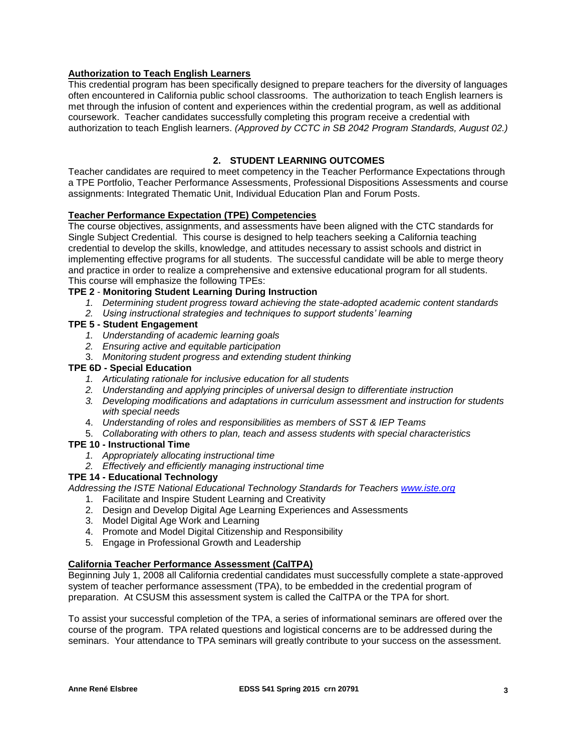**Authorization to Teach English Learners**

This credential program has been specifically designed to prepare teachers for the diversity of languages often encountered in California public school classrooms. The authorization to teach English learners is met through the infusion of content and experiences within the credential program, as well as additional coursework. Teacher candidates successfully completing this program receive a credential with authorization to teach English learners. *(Approved by CCTC in SB 2042 Program Standards, August 02.)*

## 2. STUDENT LEARNING OUTCOMES

Teacher candidates are required to meet competency in the Teacher Performance Expectations through a TPE Portfolio, Teacher Performance Assessments, Professional Dispositions Assessments and course assignments: Integrated Thematic Unit, Individual Education Plan and Forum Posts.

**Teacher Performance Expectation (TPE) Competencies**

The course objectives, assignments, and assessments have been aligned with the CTC standards for Single Subject Credential. This course is designed to help teachers seeking a California teaching credential to develop the skills, knowledge, and attitudes necessary to assist schools and district in implementing effective programs for all students. The successful candidate will be able to merge theory and practice in order to realize a comprehensive and extensive educational program for all students. This course will emphasize the following TPEs:

**TPE 2** - **Monitoring Student Learning During Instruction**

1. *Determining student progress toward achieving the state-adopted academic content standards*
2. *Using instructional strategies and techniques to support students' learning*

**TPE 5 - Student Engagement**

1. *Understanding of academic learning goals*
2. *Ensuring active and equitable participation*
3. *Monitoring student progress and extending student thinking*

**TPE 6D - Special Education**

1. *Articulating rationale for inclusive education for all students*
2. *Understanding and applying principles of universal design to differentiate instruction*
3. *Developing modifications and adaptations in curriculum assessment and instruction for students with special needs*
4. *Understanding of roles and responsibilities as members of SST & IEP Teams*
5. *Collaborating with others to plan, teach and assess students with special characteristics*

**TPE 10 - Instructional Time**

1. *Appropriately allocating instructional time*
2. *Effectively and efficiently managing instructional time*

**TPE 14 - Educational Technology**

*Addressing the ISTE National Educational Technology Standards for Teachers* [www.iste.org](http://www.iste.org)

1. Facilitate and Inspire Student Learning and Creativity
2. Design and Develop Digital Age Learning Experiences and Assessments
3. Model Digital Age Work and Learning
4. Promote and Model Digital Citizenship and Responsibility
5. Engage in Professional Growth and Leadership

**California Teacher Performance Assessment (CalTPA)**

Beginning July 1, 2008 all California credential candidates must successfully complete a state-approved system of teacher performance assessment (TPA), to be embedded in the credential program of preparation. At CSUSM this assessment system is called the CalTPA or the TPA for short.

To assist your successful completion of the TPA, a series of informational seminars are offered over the course of the program. TPA related questions and logistical concerns are to be addressed during the seminars. Your attendance to TPA seminars will greatly contribute to your success on the assessment.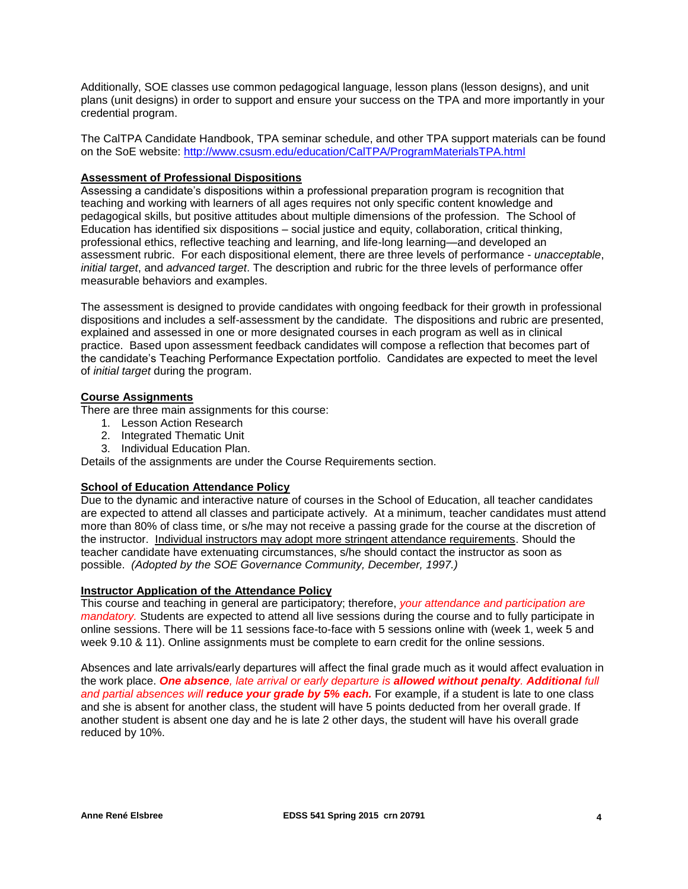Additionally, SOE classes use common pedagogical language, lesson plans (lesson designs), and unit plans (unit designs) in order to support and ensure your success on the TPA and more importantly in your credential program.

The CalTPA Candidate Handbook, TPA seminar schedule, and other TPA support materials can be found on the SoE website: [http://www.csusm.edu/education/CalTPA/ProgramMaterialsTPA.html](http://www.csusm.edu/education/CalTPA/ProgramMaterialsTPA.html)

**Assessment of Professional Dispositions**

Assessing a candidate's dispositions within a professional preparation program is recognition that teaching and working with learners of all ages requires not only specific content knowledge and pedagogical skills, but positive attitudes about multiple dimensions of the profession. The School of Education has identified six dispositions – social justice and equity, collaboration, critical thinking, professional ethics, reflective teaching and learning, and life-long learning—and developed an assessment rubric. For each dispositional element, there are three levels of performance - *unacceptable*, *initial target*, and *advanced target*. The description and rubric for the three levels of performance offer measurable behaviors and examples.

The assessment is designed to provide candidates with ongoing feedback for their growth in professional dispositions and includes a self-assessment by the candidate. The dispositions and rubric are presented, explained and assessed in one or more designated courses in each program as well as in clinical practice. Based upon assessment feedback candidates will compose a reflection that becomes part of the candidate's Teaching Performance Expectation portfolio. Candidates are expected to meet the level of *initial target* during the program.

**Course Assignments**

There are three main assignments for this course:

1. Lesson Action Research
2. Integrated Thematic Unit
3. Individual Education Plan.

Details of the assignments are under the Course Requirements section.

**School of Education Attendance Policy**

Due to the dynamic and interactive nature of courses in the School of Education, all teacher candidates are expected to attend all classes and participate actively. At a minimum, teacher candidates must attend more than 80% of class time, or s/he may not receive a passing grade for the course at the discretion of the instructor. Individual instructors may adopt more stringent attendance requirements. Should the teacher candidate have extenuating circumstances, s/he should contact the instructor as soon as possible. *(Adopted by the SOE Governance Community, December, 1997.)*

**Instructor Application of the Attendance Policy**

This course and teaching in general are participatory; therefore, *your attendance and participation are mandatory.* Students are expected to attend all live sessions during the course and to fully participate in online sessions. There will be 11 sessions face-to-face with 5 sessions online with (week 1, week 5 and week 9.10 & 11). Online assignments must be complete to earn credit for the online sessions.

Absences and late arrivals/early departures will affect the final grade much as it would affect evaluation in the work place. ***One absence**, late arrival or early departure is **allowed without penalty**. **Additional** full and partial absences will **reduce your grade by 5% each.*** For example, if a student is late to one class and she is absent for another class, the student will have 5 points deducted from her overall grade. If another student is absent one day and he is late 2 other days, the student will have his overall grade reduced by 10%.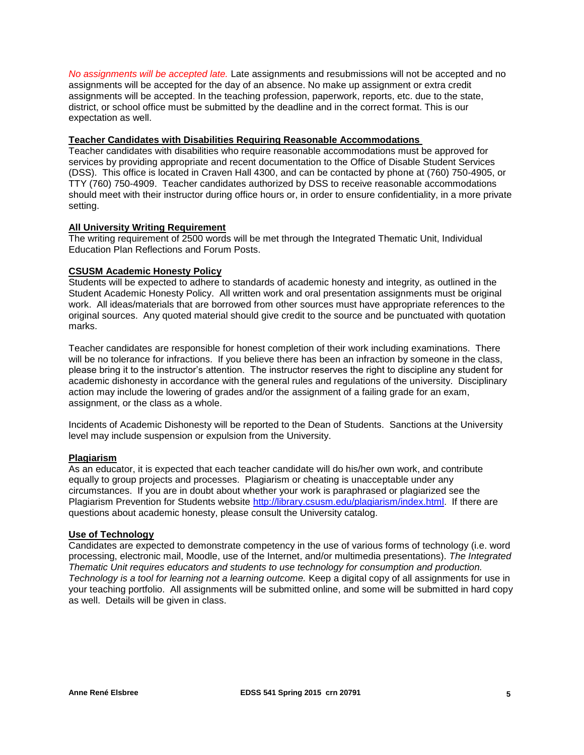*No assignments will be accepted late.* Late assignments and resubmissions will not be accepted and no assignments will be accepted for the day of an absence. No make up assignment or extra credit assignments will be accepted. In the teaching profession, paperwork, reports, etc. due to the state, district, or school office must be submitted by the deadline and in the correct format. This is our expectation as well.

**Teacher Candidates with Disabilities Requiring Reasonable Accommodations**

Teacher candidates with disabilities who require reasonable accommodations must be approved for services by providing appropriate and recent documentation to the Office of Disable Student Services (DSS). This office is located in Craven Hall 4300, and can be contacted by phone at (760) 750-4905, or TTY (760) 750-4909. Teacher candidates authorized by DSS to receive reasonable accommodations should meet with their instructor during office hours or, in order to ensure confidentiality, in a more private setting.

**All University Writing Requirement**

The writing requirement of 2500 words will be met through the Integrated Thematic Unit, Individual Education Plan Reflections and Forum Posts.

**CSUSM Academic Honesty Policy**

Students will be expected to adhere to standards of academic honesty and integrity, as outlined in the Student Academic Honesty Policy. All written work and oral presentation assignments must be original work. All ideas/materials that are borrowed from other sources must have appropriate references to the original sources. Any quoted material should give credit to the source and be punctuated with quotation marks.

Teacher candidates are responsible for honest completion of their work including examinations. There will be no tolerance for infractions. If you believe there has been an infraction by someone in the class, please bring it to the instructor's attention. The instructor reserves the right to discipline any student for academic dishonesty in accordance with the general rules and regulations of the university. Disciplinary action may include the lowering of grades and/or the assignment of a failing grade for an exam, assignment, or the class as a whole.

Incidents of Academic Dishonesty will be reported to the Dean of Students. Sanctions at the University level may include suspension or expulsion from the University.

**Plagiarism**

As an educator, it is expected that each teacher candidate will do his/her own work, and contribute equally to group projects and processes. Plagiarism or cheating is unacceptable under any circumstances. If you are in doubt about whether your work is paraphrased or plagiarized see the Plagiarism Prevention for Students website http://library.csusm.edu/plagiarism/index.html. If there are questions about academic honesty, please consult the University catalog.

**Use of Technology**

Candidates are expected to demonstrate competency in the use of various forms of technology (i.e. word processing, electronic mail, Moodle, use of the Internet, and/or multimedia presentations). *The Integrated Thematic Unit requires educators and students to use technology for consumption and production. Technology is a tool for learning not a learning outcome.* Keep a digital copy of all assignments for use in your teaching portfolio. All assignments will be submitted online, and some will be submitted in hard copy as well. Details will be given in class.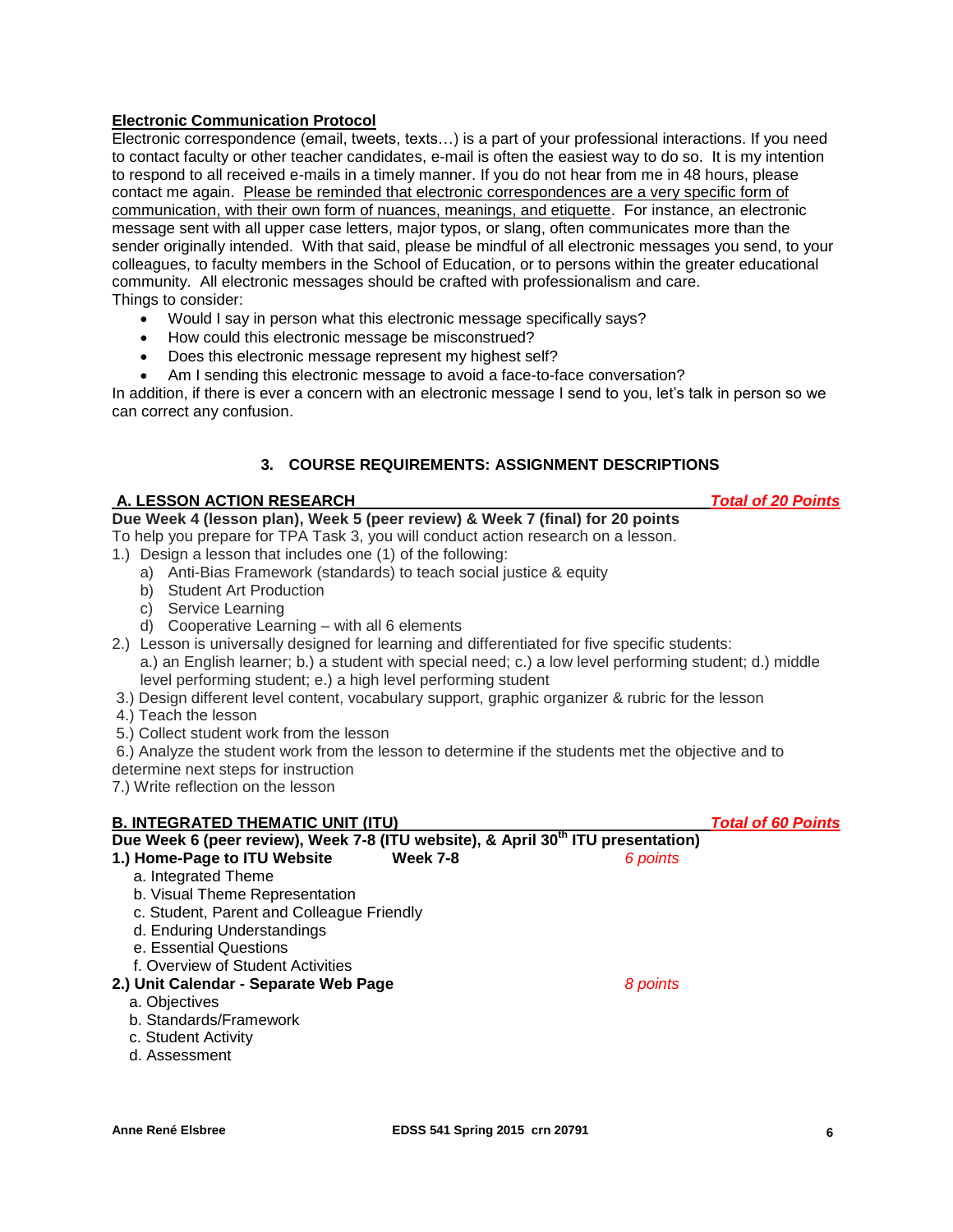**Electronic Communication Protocol**

Electronic correspondence (email, tweets, texts…) is a part of your professional interactions. If you need to contact faculty or other teacher candidates, e-mail is often the easiest way to do so. It is my intention to respond to all received e-mails in a timely manner. If you do not hear from me in 48 hours, please contact me again. Please be reminded that electronic correspondences are a very specific form of communication, with their own form of nuances, meanings, and etiquette. For instance, an electronic message sent with all upper case letters, major typos, or slang, often communicates more than the sender originally intended. With that said, please be mindful of all electronic messages you send, to your colleagues, to faculty members in the School of Education, or to persons within the greater educational community. All electronic messages should be crafted with professionalism and care.

Things to consider:

- Would I say in person what this electronic message specifically says?
- How could this electronic message be misconstrued?
- Does this electronic message represent my highest self?
- Am I sending this electronic message to avoid a face-to-face conversation?

In addition, if there is ever a concern with an electronic message I send to you, let's talk in person so we can correct any confusion.

## 3. COURSE REQUIREMENTS: ASSIGNMENT DESCRIPTIONS

### A. LESSON ACTION RESEARCH — *Total of 20 Points*

**Due Week 4 (lesson plan), Week 5 (peer review) & Week 7 (final) for 20 points**

To help you prepare for TPA Task 3, you will conduct action research on a lesson.

1.) Design a lesson that includes one (1) of the following:
   - a) Anti-Bias Framework (standards) to teach social justice & equity
   - b) Student Art Production
   - c) Service Learning
   - d) Cooperative Learning – with all 6 elements

2.) Lesson is universally designed for learning and differentiated for five specific students:
   a.) an English learner; b.) a student with special need; c.) a low level performing student; d.) middle level performing student; e.) a high level performing student

3.) Design different level content, vocabulary support, graphic organizer & rubric for the lesson

4.) Teach the lesson

5.) Collect student work from the lesson

6.) Analyze the student work from the lesson to determine if the students met the objective and to determine next steps for instruction

7.) Write reflection on the lesson

### B. INTEGRATED THEMATIC UNIT (ITU) — *Total of 60 Points*

**Due Week 6 (peer review), Week 7-8 (ITU website), & April 30th ITU presentation)**

**1.) Home-Page to ITU Website — Week 7-8** — *6 points*
   - a. Integrated Theme
   - b. Visual Theme Representation
   - c. Student, Parent and Colleague Friendly
   - d. Enduring Understandings
   - e. Essential Questions
   - f. Overview of Student Activities

**2.) Unit Calendar - Separate Web Page** — *8 points*
   - a. Objectives
   - b. Standards/Framework
   - c. Student Activity
   - d. Assessment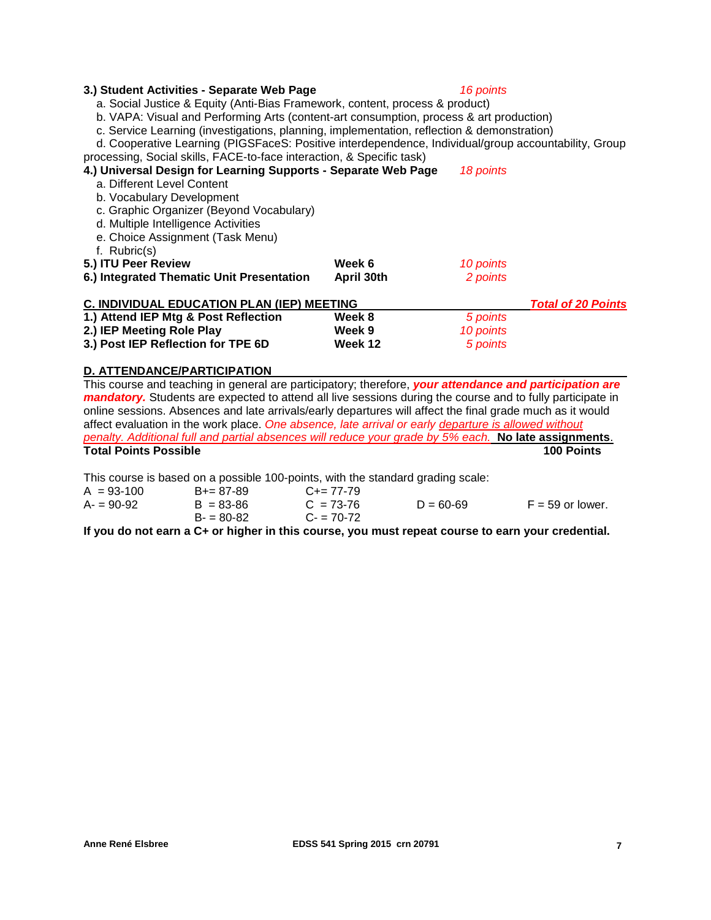**3.) Student Activities - Separate Web Page** *16 points*

a. Social Justice & Equity (Anti-Bias Framework, content, process & product)
b. VAPA: Visual and Performing Arts (content-art consumption, process & art production)
c. Service Learning (investigations, planning, implementation, reflection & demonstration)
d. Cooperative Learning (PIGSFaceS: Positive interdependence, Individual/group accountability, Group processing, Social skills, FACE-to-face interaction, & Specific task)

**4.) Universal Design for Learning Supports - Separate Web Page** *18 points*

a. Different Level Content
b. Vocabulary Development
c. Graphic Organizer (Beyond Vocabulary)
d. Multiple Intelligence Activities
e. Choice Assignment (Task Menu)
f. Rubric(s)

| | | |
|---|---|---|
| **5.) ITU Peer Review** | **Week 6** | *10 points* |
| **6.) Integrated Thematic Unit Presentation** | **April 30th** | *2 points* |

## C. INDIVIDUAL EDUCATION PLAN (IEP) MEETING — *Total of 20 Points*

| | | |
|---|---|---|
| **1.) Attend IEP Mtg & Post Reflection** | **Week 8** | *5 points* |
| **2.) IEP Meeting Role Play** | **Week 9** | *10 points* |
| **3.) Post IEP Reflection for TPE 6D** | **Week 12** | *5 points* |

## D. ATTENDANCE/PARTICIPATION

This course and teaching in general are participatory; therefore, ***your attendance and participation are mandatory.*** Students are expected to attend all live sessions during the course and to fully participate in online sessions. Absences and late arrivals/early departures will affect the final grade much as it would affect evaluation in the work place. *One absence, late arrival or early departure is allowed without penalty. Additional full and partial absences will reduce your grade by 5% each.* **No late assignments**.

**Total Points Possible** **100 Points**

This course is based on a possible 100-points, with the standard grading scale:

| | | | | |
|---|---|---|---|---|
| A = 93-100 | B+= 87-89 | C+= 77-79 | | |
| A- = 90-92 | B = 83-86 | C = 73-76 | D = 60-69 | F = 59 or lower. |
| | B- = 80-82 | C- = 70-72 | | |

**If you do not earn a C+ or higher in this course, you must repeat course to earn your credential.**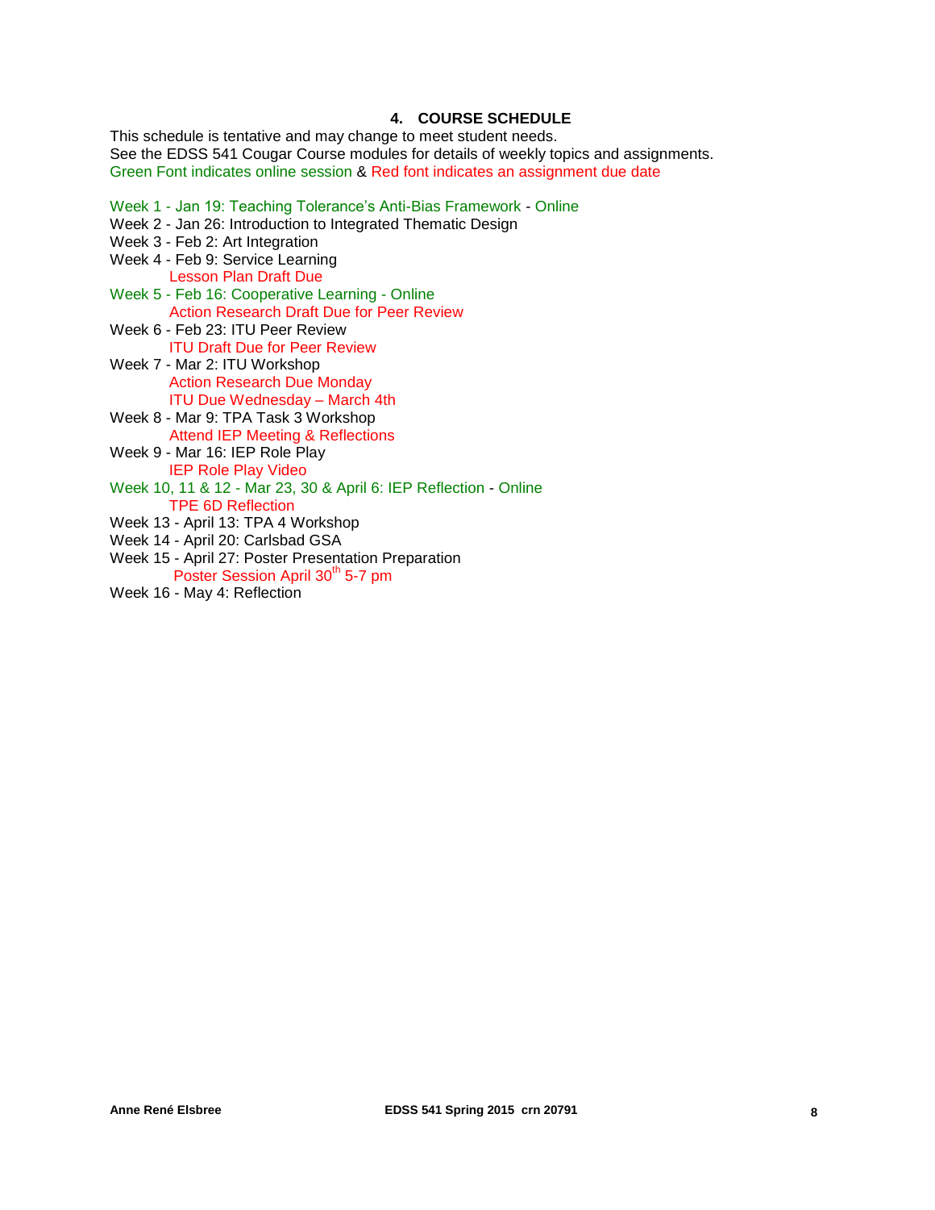## 4. COURSE SCHEDULE

This schedule is tentative and may change to meet student needs.
See the EDSS 541 Cougar Course modules for details of weekly topics and assignments.
Green Font indicates online session & Red font indicates an assignment due date

Week 1 - Jan 19: Teaching Tolerance's Anti-Bias Framework - Online
Week 2 - Jan 26: Introduction to Integrated Thematic Design
Week 3 - Feb 2: Art Integration
Week 4 - Feb 9: Service Learning
    Lesson Plan Draft Due
Week 5 - Feb 16: Cooperative Learning - Online
    Action Research Draft Due for Peer Review
Week 6 - Feb 23: ITU Peer Review
    ITU Draft Due for Peer Review
Week 7 - Mar 2: ITU Workshop
    Action Research Due Monday
    ITU Due Wednesday – March 4th
Week 8 - Mar 9: TPA Task 3 Workshop
    Attend IEP Meeting & Reflections
Week 9 - Mar 16: IEP Role Play
    IEP Role Play Video
Week 10, 11 & 12 - Mar 23, 30 & April 6: IEP Reflection - Online
    TPE 6D Reflection
Week 13 - April 13: TPA 4 Workshop
Week 14 - April 20: Carlsbad GSA
Week 15 - April 27: Poster Presentation Preparation
    Poster Session April 30th 5-7 pm
Week 16 - May 4: Reflection